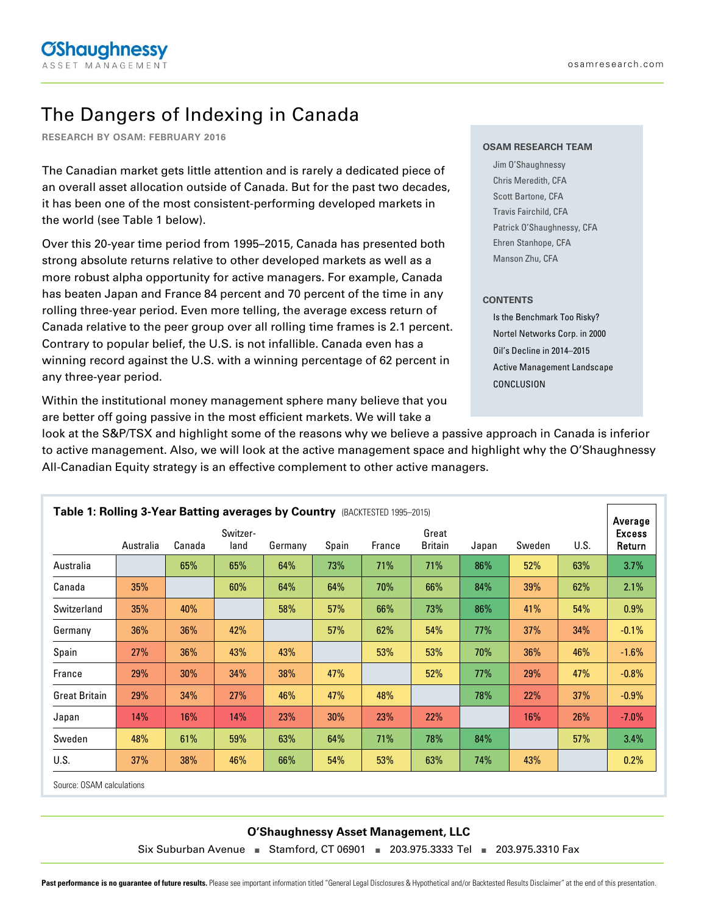# The Dangers of Indexing in Canada

**RESEARCH BY OSAM: FEBRUARY 2016**

**OSAM RESEARCH TEAM**

- Jim O'Shaughnessy
- Chris Meredith, CFA
- Scott Bartone, CFA
- Travis Fairchild, CFA
- Patrick O'Shaughnessy, CFA
- Ehren Stanhope, CFA
- Manson Zhu, CFA

**CONTENTS**

- Is the Benchmark Too Risky?
- Nortel Networks Corp. in 2000
- Oil's Decline in 2014–2015
- Active Management Landscape
- CONCLUSION

The Canadian market gets little attention and is rarely a dedicated piece of an overall asset allocation outside of Canada. But for the past two decades, it has been one of the most consistent-performing developed markets in the world (see Table 1 below).

Over this 20-year time period from 1995–2015, Canada has presented both strong absolute returns relative to other developed markets as well as a more robust alpha opportunity for active managers. For example, Canada has beaten Japan and France 84 percent and 70 percent of the time in any rolling three-year period. Even more telling, the average excess return of Canada relative to the peer group over all rolling time frames is 2.1 percent. Contrary to popular belief, the U.S. is not infallible. Canada even has a winning record against the U.S. with a winning percentage of 62 percent in any three-year period.

Within the institutional money management sphere many believe that you are better off going passive in the most efficient markets. We will take a look at the S&P/TSX and highlight some of the reasons why we believe a passive approach in Canada is inferior to active management. Also, we will look at the active management space and highlight why the O'Shaughnessy All-Canadian Equity strategy is an effective complement to other active managers.

**Table 1: Rolling 3-Year Batting averages by Country** (BACKTESTED 1995–2015)

| | Australia | Canada | Switzer-land | Germany | Spain | France | Great Britain | Japan | Sweden | U.S. | Average Excess Return |
|---|---|---|---|---|---|---|---|---|---|---|---|
| Australia | | 65% | 65% | 64% | 73% | 71% | 71% | 86% | 52% | 63% | 3.7% |
| Canada | 35% | | 60% | 64% | 64% | 70% | 66% | 84% | 39% | 62% | 2.1% |
| Switzerland | 35% | 40% | | 58% | 57% | 66% | 73% | 86% | 41% | 54% | 0.9% |
| Germany | 36% | 36% | 42% | | 57% | 62% | 54% | 77% | 37% | 34% | -0.1% |
| Spain | 27% | 36% | 43% | 43% | | 53% | 53% | 70% | 36% | 46% | -1.6% |
| France | 29% | 30% | 34% | 38% | 47% | | 52% | 77% | 29% | 47% | -0.8% |
| Great Britain | 29% | 34% | 27% | 46% | 47% | 48% | | 78% | 22% | 37% | -0.9% |
| Japan | 14% | 16% | 14% | 23% | 30% | 23% | 22% | | 16% | 26% | -7.0% |
| Sweden | 48% | 61% | 59% | 63% | 64% | 71% | 78% | 84% | | 57% | 3.4% |
| U.S. | 37% | 38% | 46% | 66% | 54% | 53% | 63% | 74% | 43% | | 0.2% |

Source: OSAM calculations

**O'Shaughnessy Asset Management, LLC**

Six Suburban Avenue ■ Stamford, CT 06901 ■ 203.975.3333 Tel ■ 203.975.3310 Fax

**Past performance is no guarantee of future results.** Please see important information titled "General Legal Disclosures & Hypothetical and/or Backtested Results Disclaimer" at the end of this presentation.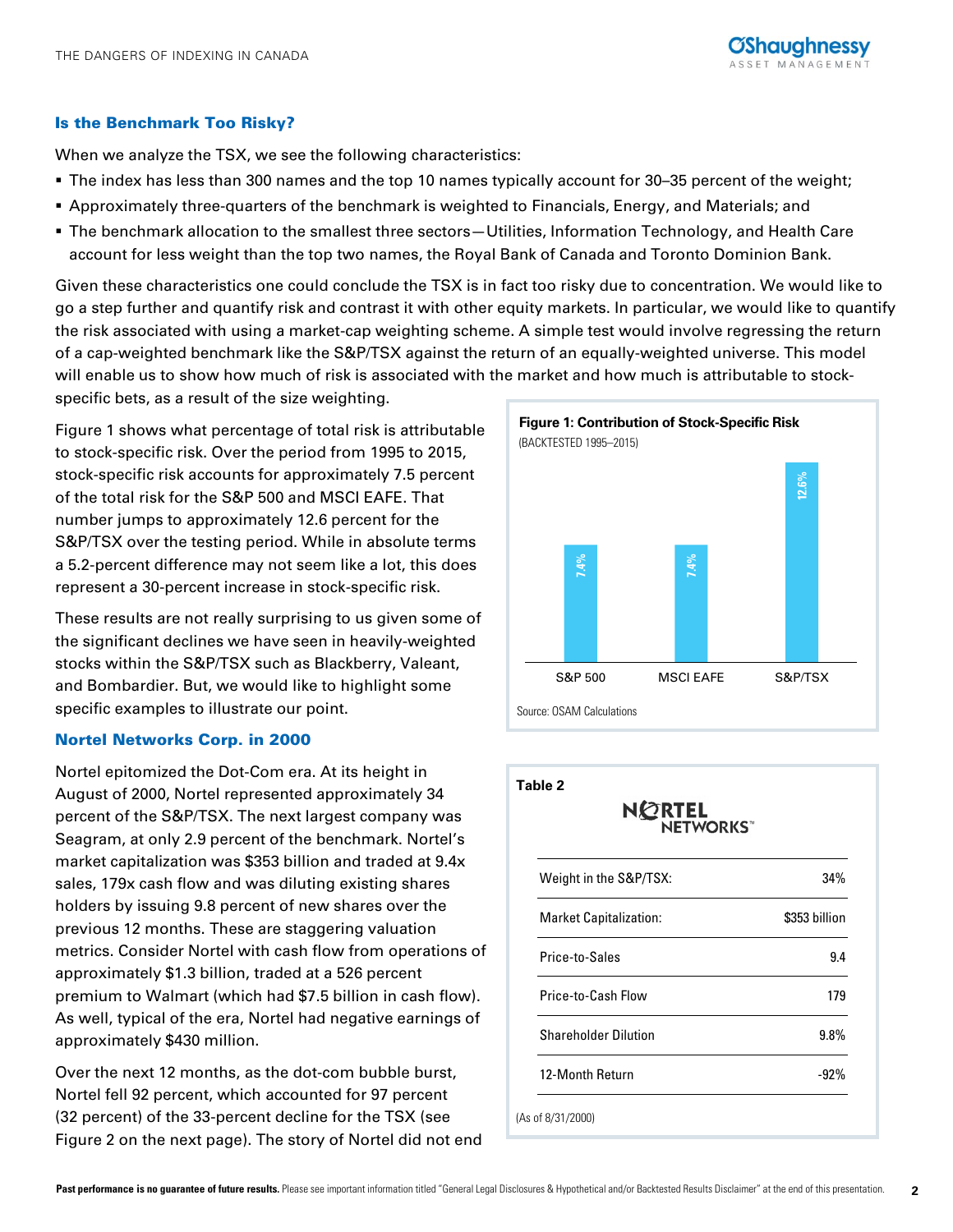## Is the Benchmark Too Risky?

When we analyze the TSX, we see the following characteristics:

- The index has less than 300 names and the top 10 names typically account for 30–35 percent of the weight;
- Approximately three-quarters of the benchmark is weighted to Financials, Energy, and Materials; and
- The benchmark allocation to the smallest three sectors—Utilities, Information Technology, and Health Care account for less weight than the top two names, the Royal Bank of Canada and Toronto Dominion Bank.

Given these characteristics one could conclude the TSX is in fact too risky due to concentration. We would like to go a step further and quantify risk and contrast it with other equity markets. In particular, we would like to quantify the risk associated with using a market-cap weighting scheme. A simple test would involve regressing the return of a cap-weighted benchmark like the S&P/TSX against the return of an equally-weighted universe. This model will enable us to show how much of risk is associated with the market and how much is attributable to stock-specific bets, as a result of the size weighting.

Figure 1 shows what percentage of total risk is attributable to stock-specific risk. Over the period from 1995 to 2015, stock-specific risk accounts for approximately 7.5 percent of the total risk for the S&P 500 and MSCI EAFE. That number jumps to approximately 12.6 percent for the S&P/TSX over the testing period. While in absolute terms a 5.2-percent difference may not seem like a lot, this does represent a 30-percent increase in stock-specific risk.

These results are not really surprising to us given some of the significant declines we have seen in heavily-weighted stocks within the S&P/TSX such as Blackberry, Valeant, and Bombardier. But, we would like to highlight some specific examples to illustrate our point.

**Figure 1: Contribution of Stock-Specific Risk**
(BACKTESTED 1995–2015)

| | S&P 500 | MSCI EAFE | S&P/TSX |
|---|---|---|---|
| Stock-Specific Risk | 7.4% | 7.4% | 12.6% |

Source: OSAM Calculations

## Nortel Networks Corp. in 2000

Nortel epitomized the Dot-Com era. At its height in August of 2000, Nortel represented approximately 34 percent of the S&P/TSX. The next largest company was Seagram, at only 2.9 percent of the benchmark. Nortel's market capitalization was $353 billion and traded at 9.4x sales, 179x cash flow and was diluting existing shares holders by issuing 9.8 percent of new shares over the previous 12 months. These are staggering valuation metrics. Consider Nortel with cash flow from operations of approximately $1.3 billion, traded at a 526 percent premium to Walmart (which had $7.5 billion in cash flow). As well, typical of the era, Nortel had negative earnings of approximately $430 million.

Over the next 12 months, as the dot-com bubble burst, Nortel fell 92 percent, which accounted for 97 percent (32 percent) of the 33-percent decline for the TSX (see Figure 2 on the next page). The story of Nortel did not end

**Table 2**

NORTEL NETWORKS™

| | |
|---|---|
| Weight in the S&P/TSX: | 34% |
| Market Capitalization: | $353 billion |
| Price-to-Sales | 9.4 |
| Price-to-Cash Flow | 179 |
| Shareholder Dilution | 9.8% |
| 12-Month Return | -92% |

(As of 8/31/2000)

**Past performance is no guarantee of future results.** Please see important information titled "General Legal Disclosures & Hypothetical and/or Backtested Results Disclaimer" at the end of this presentation.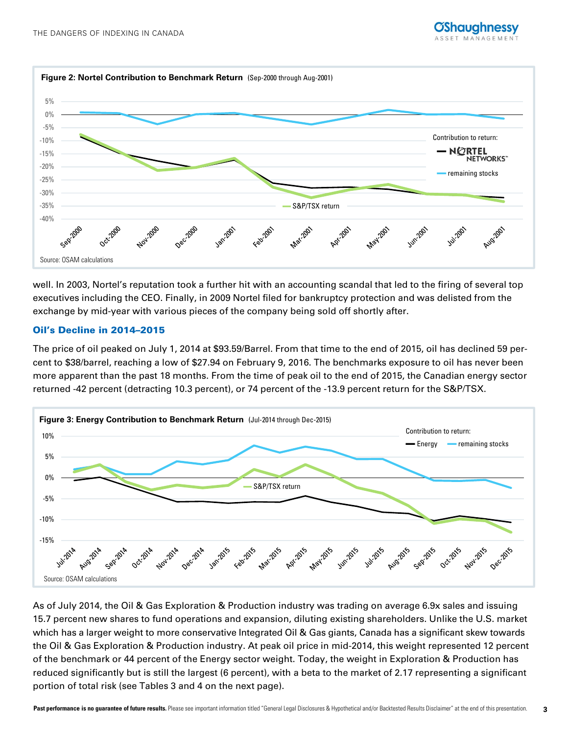**Figure 2: Nortel Contribution to Benchmark Return** (Sep-2000 through Aug-2001)

Source: OSAM calculations

well. In 2003, Nortel's reputation took a further hit with an accounting scandal that led to the firing of several top executives including the CEO. Finally, in 2009 Nortel filed for bankruptcy protection and was delisted from the exchange by mid-year with various pieces of the company being sold off shortly after.

## Oil's Decline in 2014–2015

The price of oil peaked on July 1, 2014 at $93.59/Barrel. From that time to the end of 2015, oil has declined 59 percent to $38/barrel, reaching a low of $27.94 on February 9, 2016. The benchmarks exposure to oil has never been more apparent than the past 18 months. From the time of peak oil to the end of 2015, the Canadian energy sector returned -42 percent (detracting 10.3 percent), or 74 percent of the -13.9 percent return for the S&P/TSX.

**Figure 3: Energy Contribution to Benchmark Return** (Jul-2014 through Dec-2015)

Source: OSAM calculations

As of July 2014, the Oil & Gas Exploration & Production industry was trading on average 6.9x sales and issuing 15.7 percent new shares to fund operations and expansion, diluting existing shareholders. Unlike the U.S. market which has a larger weight to more conservative Integrated Oil & Gas giants, Canada has a significant skew towards the Oil & Gas Exploration & Production industry. At peak oil price in mid-2014, this weight represented 12 percent of the benchmark or 44 percent of the Energy sector weight. Today, the weight in Exploration & Production has reduced significantly but is still the largest (6 percent), with a beta to the market of 2.17 representing a significant portion of total risk (see Tables 3 and 4 on the next page).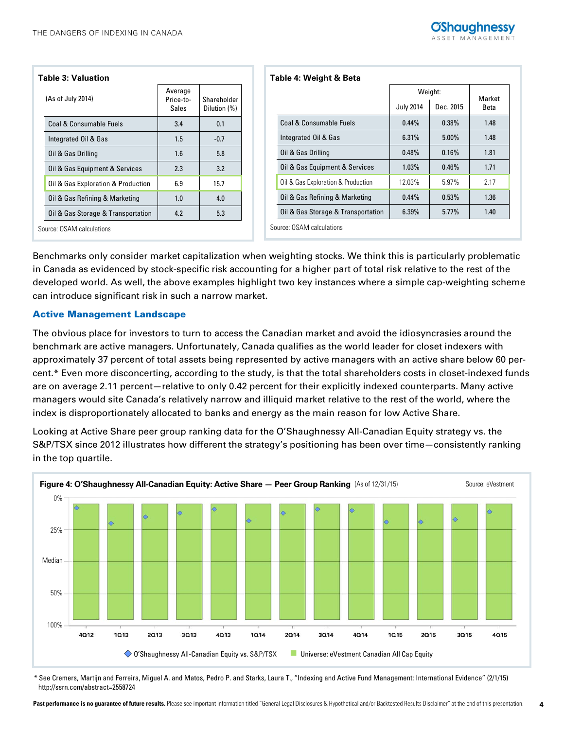**Table 3: Valuation**

| (As of July 2014) | Average Price-to-Sales | Shareholder Dilution (%) |
|---|---|---|
| Coal & Consumable Fuels | 3.4 | 0.1 |
| Integrated Oil & Gas | 1.5 | -0.7 |
| Oil & Gas Drilling | 1.6 | 5.8 |
| Oil & Gas Equipment & Services | 2.3 | 3.2 |
| Oil & Gas Exploration & Production | 6.9 | 15.7 |
| Oil & Gas Refining & Marketing | 1.0 | 4.0 |
| Oil & Gas Storage & Transportation | 4.2 | 5.3 |

Source: OSAM calculations

**Table 4: Weight & Beta**

| | Weight: | | Market Beta |
|---|---|---|---|
| | July 2014 | Dec. 2015 | |
| Coal & Consumable Fuels | 0.44% | 0.38% | 1.48 |
| Integrated Oil & Gas | 6.31% | 5.00% | 1.48 |
| Oil & Gas Drilling | 0.48% | 0.16% | 1.81 |
| Oil & Gas Equipment & Services | 1.03% | 0.46% | 1.71 |
| Oil & Gas Exploration & Production | 12.03% | 5.97% | 2.17 |
| Oil & Gas Refining & Marketing | 0.44% | 0.53% | 1.36 |
| Oil & Gas Storage & Transportation | 6.39% | 5.77% | 1.40 |

Source: OSAM calculations

Benchmarks only consider market capitalization when weighting stocks. We think this is particularly problematic in Canada as evidenced by stock-specific risk accounting for a higher part of total risk relative to the rest of the developed world. As well, the above examples highlight two key instances where a simple cap-weighting scheme can introduce significant risk in such a narrow market.

## Active Management Landscape

The obvious place for investors to turn to access the Canadian market and avoid the idiosyncrasies around the benchmark are active managers. Unfortunately, Canada qualifies as the world leader for closet indexers with approximately 37 percent of total assets being represented by active managers with an active share below 60 percent.* Even more disconcerting, according to the study, is that the total shareholders costs in closet-indexed funds are on average 2.11 percent—relative to only 0.42 percent for their explicitly indexed counterparts. Many active managers would site Canada's relatively narrow and illiquid market relative to the rest of the world, where the index is disproportionately allocated to banks and energy as the main reason for low Active Share.

Looking at Active Share peer group ranking data for the O'Shaughnessy All-Canadian Equity strategy vs. the S&P/TSX since 2012 illustrates how different the strategy's positioning has been over time—consistently ranking in the top quartile.

**Figure 4: O'Shaughnessy All-Canadian Equity: Active Share — Peer Group Ranking** (As of 12/31/15) Source: eVestment

Legend: O'Shaughnessy All-Canadian Equity vs. S&P/TSX; Universe: eVestment Canadian All Cap Equity

\* See Cremers, Martijn and Ferreira, Miguel A. and Matos, Pedro P. and Starks, Laura T., "Indexing and Active Fund Management: International Evidence" (2/1/15) http://ssrn.com/abstract=2558724

**Past performance is no guarantee of future results.** Please see important information titled "General Legal Disclosures & Hypothetical and/or Backtested Results Disclaimer" at the end of this presentation.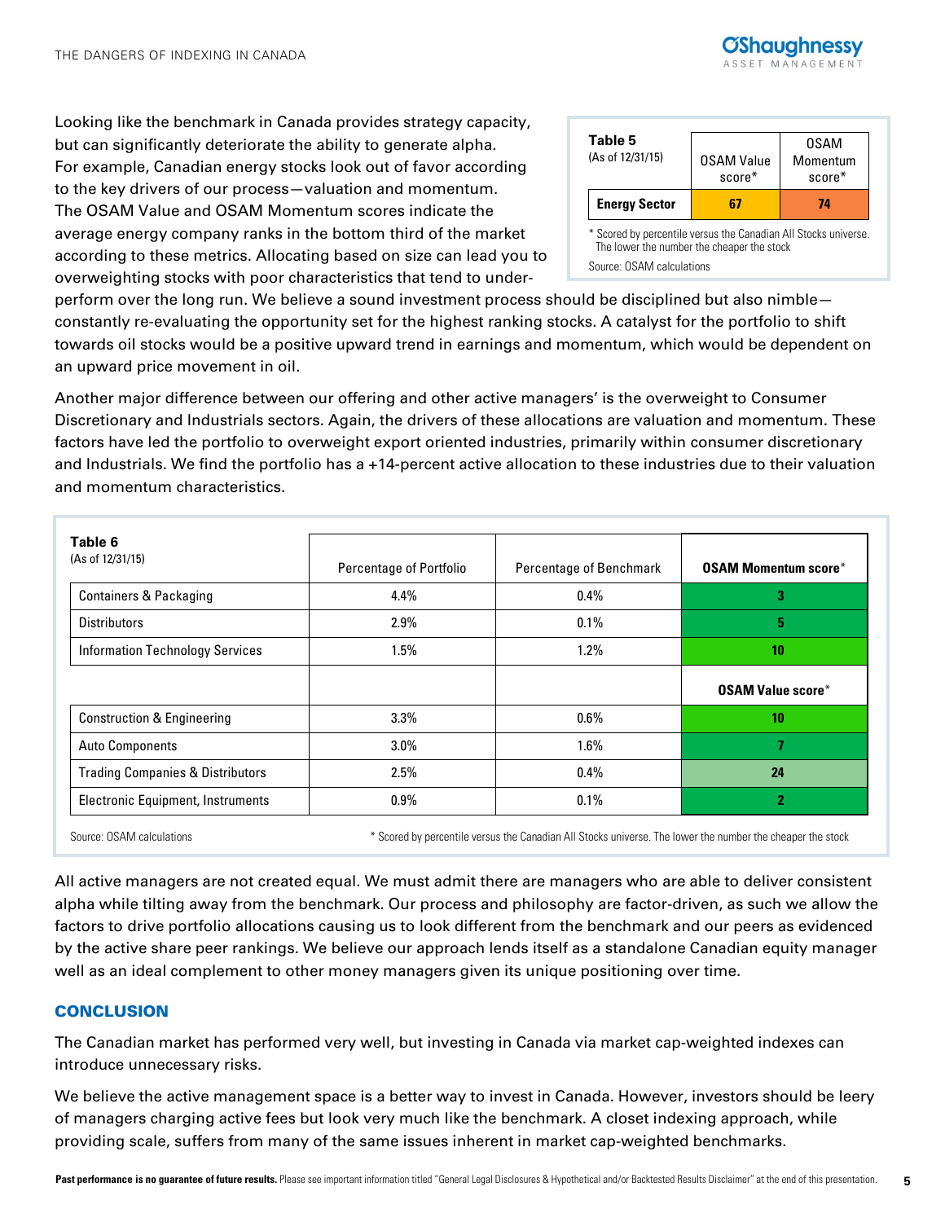Looking like the benchmark in Canada provides strategy capacity, but can significantly deteriorate the ability to generate alpha. For example, Canadian energy stocks look out of favor according to the key drivers of our process—valuation and momentum. The OSAM Value and OSAM Momentum scores indicate the average energy company ranks in the bottom third of the market according to these metrics. Allocating based on size can lead you to overweighting stocks with poor characteristics that tend to underperform over the long run. We believe a sound investment process should be disciplined but also nimble—constantly re-evaluating the opportunity set for the highest ranking stocks. A catalyst for the portfolio to shift towards oil stocks would be a positive upward trend in earnings and momentum, which would be dependent on an upward price movement in oil.

| **Table 5** (As of 12/31/15) | OSAM Value score* | OSAM Momentum score* |
|---|---|---|
| **Energy Sector** | **67** | **74** |

\* Scored by percentile versus the Canadian All Stocks universe. The lower the number the cheaper the stock

Source: OSAM calculations

Another major difference between our offering and other active managers' is the overweight to Consumer Discretionary and Industrials sectors. Again, the drivers of these allocations are valuation and momentum. These factors have led the portfolio to overweight export oriented industries, primarily within consumer discretionary and Industrials. We find the portfolio has a +14-percent active allocation to these industries due to their valuation and momentum characteristics.

| **Table 6** (As of 12/31/15) | Percentage of Portfolio | Percentage of Benchmark | **OSAM Momentum score*** |
|---|---|---|---|
| Containers & Packaging | 4.4% | 0.4% | **3** |
| Distributors | 2.9% | 0.1% | **5** |
| Information Technology Services | 1.5% | 1.2% | **10** |
| | | | **OSAM Value score*** |
| Construction & Engineering | 3.3% | 0.6% | **10** |
| Auto Components | 3.0% | 1.6% | **7** |
| Trading Companies & Distributors | 2.5% | 0.4% | **24** |
| Electronic Equipment, Instruments | 0.9% | 0.1% | **2** |

Source: OSAM calculations

\* Scored by percentile versus the Canadian All Stocks universe. The lower the number the cheaper the stock

All active managers are not created equal. We must admit there are managers who are able to deliver consistent alpha while tilting away from the benchmark. Our process and philosophy are factor-driven, as such we allow the factors to drive portfolio allocations causing us to look different from the benchmark and our peers as evidenced by the active share peer rankings. We believe our approach lends itself as a standalone Canadian equity manager well as an ideal complement to other money managers given its unique positioning over time.

## CONCLUSION

The Canadian market has performed very well, but investing in Canada via market cap-weighted indexes can introduce unnecessary risks.

We believe the active management space is a better way to invest in Canada. However, investors should be leery of managers charging active fees but look very much like the benchmark. A closet indexing approach, while providing scale, suffers from many of the same issues inherent in market cap-weighted benchmarks.

**Past performance is no guarantee of future results.** Please see important information titled "General Legal Disclosures & Hypothetical and/or Backtested Results Disclaimer" at the end of this presentation.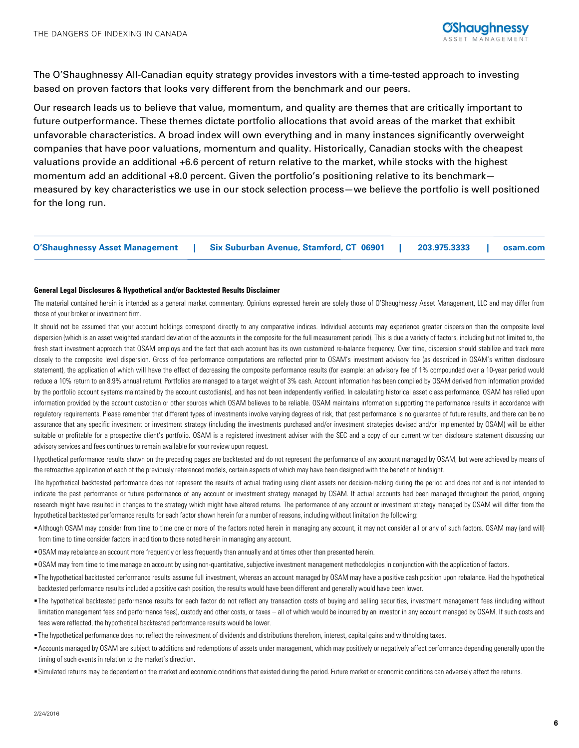The O'Shaughnessy All-Canadian equity strategy provides investors with a time-tested approach to investing based on proven factors that looks very different from the benchmark and our peers.

Our research leads us to believe that value, momentum, and quality are themes that are critically important to future outperformance. These themes dictate portfolio allocations that avoid areas of the market that exhibit unfavorable characteristics. A broad index will own everything and in many instances significantly overweight companies that have poor valuations, momentum and quality. Historically, Canadian stocks with the cheapest valuations provide an additional +6.6 percent of return relative to the market, while stocks with the highest momentum add an additional +8.0 percent. Given the portfolio's positioning relative to its benchmark—measured by key characteristics we use in our stock selection process—we believe the portfolio is well positioned for the long run.

**O'Shaughnessy Asset Management | Six Suburban Avenue, Stamford, CT 06901 | 203.975.3333 | osam.com**

**General Legal Disclosures & Hypothetical and/or Backtested Results Disclaimer**

The material contained herein is intended as a general market commentary. Opinions expressed herein are solely those of O'Shaughnessy Asset Management, LLC and may differ from those of your broker or investment firm.

It should not be assumed that your account holdings correspond directly to any comparative indices. Individual accounts may experience greater dispersion than the composite level dispersion (which is an asset weighted standard deviation of the accounts in the composite for the full measurement period). This is due a variety of factors, including but not limited to, the fresh start investment approach that OSAM employs and the fact that each account has its own customized re-balance frequency. Over time, dispersion should stabilize and track more closely to the composite level dispersion. Gross of fee performance computations are reflected prior to OSAM's investment advisory fee (as described in OSAM's written disclosure statement), the application of which will have the effect of decreasing the composite performance results (for example: an advisory fee of 1% compounded over a 10-year period would reduce a 10% return to an 8.9% annual return). Portfolios are managed to a target weight of 3% cash. Account information has been compiled by OSAM derived from information provided by the portfolio account systems maintained by the account custodian(s), and has not been independently verified. In calculating historical asset class performance, OSAM has relied upon information provided by the account custodian or other sources which OSAM believes to be reliable. OSAM maintains information supporting the performance results in accordance with regulatory requirements. Please remember that different types of investments involve varying degrees of risk, that past performance is no guarantee of future results, and there can be no assurance that any specific investment or investment strategy (including the investments purchased and/or investment strategies devised and/or implemented by OSAM) will be either suitable or profitable for a prospective client's portfolio. OSAM is a registered investment adviser with the SEC and a copy of our current written disclosure statement discussing our advisory services and fees continues to remain available for your review upon request.

Hypothetical performance results shown on the preceding pages are backtested and do not represent the performance of any account managed by OSAM, but were achieved by means of the retroactive application of each of the previously referenced models, certain aspects of which may have been designed with the benefit of hindsight.

The hypothetical backtested performance does not represent the results of actual trading using client assets nor decision-making during the period and does not and is not intended to indicate the past performance or future performance of any account or investment strategy managed by OSAM. If actual accounts had been managed throughout the period, ongoing research might have resulted in changes to the strategy which might have altered returns. The performance of any account or investment strategy managed by OSAM will differ from the hypothetical backtested performance results for each factor shown herein for a number of reasons, including without limitation the following:

- Although OSAM may consider from time to time one or more of the factors noted herein in managing any account, it may not consider all or any of such factors. OSAM may (and will) from time to time consider factors in addition to those noted herein in managing any account.
- OSAM may rebalance an account more frequently or less frequently than annually and at times other than presented herein.
- OSAM may from time to time manage an account by using non-quantitative, subjective investment management methodologies in conjunction with the application of factors.
- The hypothetical backtested performance results assume full investment, whereas an account managed by OSAM may have a positive cash position upon rebalance. Had the hypothetical backtested performance results included a positive cash position, the results would have been different and generally would have been lower.
- The hypothetical backtested performance results for each factor do not reflect any transaction costs of buying and selling securities, investment management fees (including without limitation management fees and performance fees), custody and other costs, or taxes – all of which would be incurred by an investor in any account managed by OSAM. If such costs and fees were reflected, the hypothetical backtested performance results would be lower.
- The hypothetical performance does not reflect the reinvestment of dividends and distributions therefrom, interest, capital gains and withholding taxes.
- Accounts managed by OSAM are subject to additions and redemptions of assets under management, which may positively or negatively affect performance depending generally upon the timing of such events in relation to the market's direction.
- Simulated returns may be dependent on the market and economic conditions that existed during the period. Future market or economic conditions can adversely affect the returns.

2/24/2016